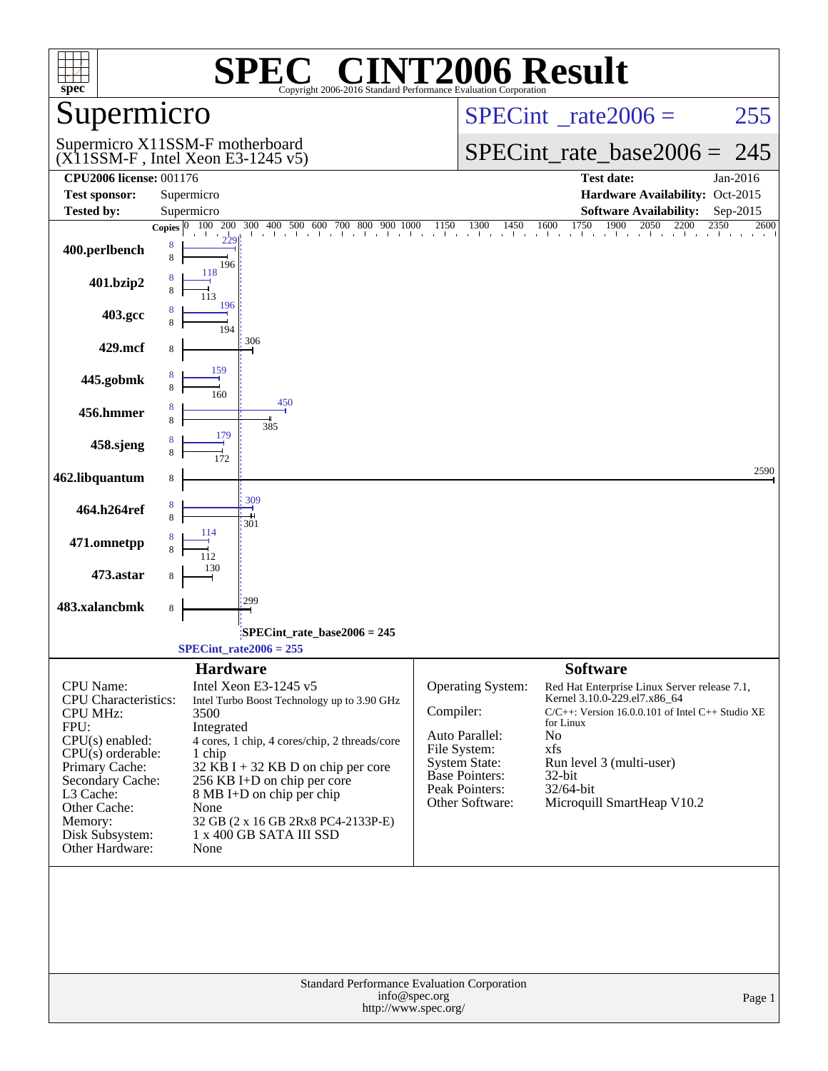# SPEC CINT2006 Result

Copyright 2006-2016 Standard Performance Evaluation Corporation

## Supermicro

Supermicro X11SSM-F motherboard
(X11SSM-F , Intel Xeon E3-1245 v5)

SPECint_rate2006 = 255

SPECint_rate_base2006 = 245

| | | | |
|---|---|---|---|
| **CPU2006 license:** | 001176 | **Test date:** | Jan-2016 |
| **Test sponsor:** | Supermicro | **Hardware Availability:** | Oct-2015 |
| **Tested by:** | Supermicro | **Software Availability:** | Sep-2015 |

| Benchmark | Copies (peak) | Peak | Copies (base) | Base |
|---|---|---|---|---|
| 400.perlbench | 8 | 229 | 8 | 196 |
| 401.bzip2 | 8 | 118 | 8 | 113 |
| 403.gcc | 8 | 196 | 8 | 194 |
| 429.mcf | | | 8 | 306 |
| 445.gobmk | 8 | 159 | 8 | 160 |
| 456.hmmer | 8 | 450 | 8 | 385 |
| 458.sjeng | 8 | 179 | 8 | 172 |
| 462.libquantum | | | 8 | 2590 |
| 464.h264ref | 8 | 309 | 8 | 301 |
| 471.omnetpp | 8 | 114 | 8 | 112 |
| 473.astar | | | 8 | 130 |
| 483.xalancbmk | | | 8 | 299 |

SPECint_rate_base2006 = 245

SPECint_rate2006 = 255

### Hardware

| | |
|---|---|
| CPU Name: | Intel Xeon E3-1245 v5 |
| CPU Characteristics: | Intel Turbo Boost Technology up to 3.90 GHz |
| CPU MHz: | 3500 |
| FPU: | Integrated |
| CPU(s) enabled: | 4 cores, 1 chip, 4 cores/chip, 2 threads/core |
| CPU(s) orderable: | 1 chip |
| Primary Cache: | 32 KB I + 32 KB D on chip per core |
| Secondary Cache: | 256 KB I+D on chip per core |
| L3 Cache: | 8 MB I+D on chip per chip |
| Other Cache: | None |
| Memory: | 32 GB (2 x 16 GB 2Rx8 PC4-2133P-E) |
| Disk Subsystem: | 1 x 400 GB SATA III SSD |
| Other Hardware: | None |

### Software

| | |
|---|---|
| Operating System: | Red Hat Enterprise Linux Server release 7.1, Kernel 3.10.0-229.el7.x86_64 |
| Compiler: | C/C++: Version 16.0.0.101 of Intel C++ Studio XE for Linux |
| Auto Parallel: | No |
| File System: | xfs |
| System State: | Run level 3 (multi-user) |
| Base Pointers: | 32-bit |
| Peak Pointers: | 32/64-bit |
| Other Software: | Microquill SmartHeap V10.2 |

Standard Performance Evaluation Corporation
info@spec.org
http://www.spec.org/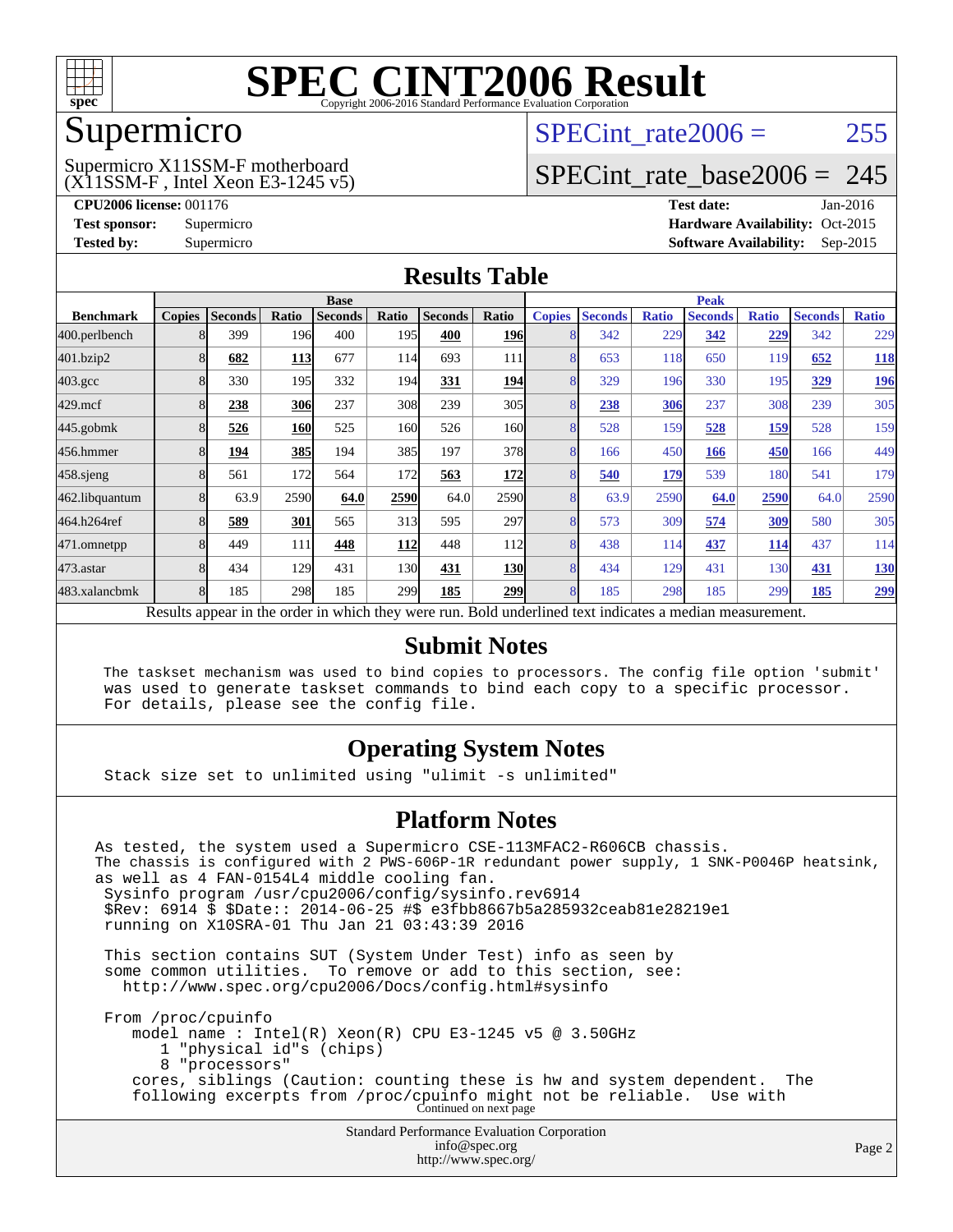# SPEC CINT2006 Result

Copyright 2006-2016 Standard Performance Evaluation Corporation

## Supermicro

Supermicro X11SSM-F motherboard
(X11SSM-F , Intel Xeon E3-1245 v5)

SPECint_rate2006 = 255

SPECint_rate_base2006 = 245

**CPU2006 license:** 001176
**Test sponsor:** Supermicro
**Tested by:** Supermicro

**Test date:** Jan-2016
**Hardware Availability:** Oct-2015
**Software Availability:** Sep-2015

## Results Table

| Benchmark | Base | | | | | | | Peak | | | | | | |
|---|---|---|---|---|---|---|---|---|---|---|---|---|---|---|
| | Copies | Seconds | Ratio | Seconds | Ratio | Seconds | Ratio | Copies | Seconds | Ratio | Seconds | Ratio | Seconds | Ratio |
| 400.perlbench | 8 | 399 | 196 | 400 | 195 | **400** | **196** | 8 | 342 | 229 | **342** | **229** | 342 | 229 |
| 401.bzip2 | 8 | **682** | **113** | 677 | 114 | 693 | 111 | 8 | 653 | 118 | 650 | 119 | **652** | **118** |
| 403.gcc | 8 | 330 | 195 | 332 | 194 | **331** | **194** | 8 | 329 | 196 | 330 | 195 | **329** | **196** |
| 429.mcf | 8 | **238** | **306** | 237 | 308 | 239 | 305 | 8 | **238** | **306** | 237 | 308 | 239 | 305 |
| 445.gobmk | 8 | **526** | **160** | 525 | 160 | 526 | 160 | 8 | 528 | 159 | **528** | **159** | 528 | 159 |
| 456.hmmer | 8 | **194** | **385** | 194 | 385 | 197 | 378 | 8 | 166 | 450 | **166** | **450** | 166 | 449 |
| 458.sjeng | 8 | 561 | 172 | 564 | 172 | **563** | **172** | 8 | **540** | **179** | 539 | 180 | 541 | 179 |
| 462.libquantum | 8 | 63.9 | 2590 | **64.0** | **2590** | 64.0 | 2590 | 8 | 63.9 | 2590 | **64.0** | **2590** | 64.0 | 2590 |
| 464.h264ref | 8 | **589** | **301** | 565 | 313 | 595 | 297 | 8 | 573 | 309 | **574** | **309** | 580 | 305 |
| 471.omnetpp | 8 | 449 | 111 | **448** | **112** | 448 | 112 | 8 | 438 | 114 | **437** | **114** | 437 | 114 |
| 473.astar | 8 | 434 | 129 | 431 | 130 | **431** | **130** | 8 | 434 | 129 | 431 | 130 | **431** | **130** |
| 483.xalancbmk | 8 | 185 | 298 | 185 | 299 | **185** | **299** | 8 | 185 | 298 | 185 | 299 | **185** | **299** |

Results appear in the order in which they were run. Bold underlined text indicates a median measurement.

## Submit Notes

```
The taskset mechanism was used to bind copies to processors. The config file option 'submit'
was used to generate taskset commands to bind each copy to a specific processor.
For details, please see the config file.
```

## Operating System Notes

```
Stack size set to unlimited using "ulimit -s unlimited"
```

## Platform Notes

```
As tested, the system used a Supermicro CSE-113MFAC2-R606CB chassis.
The chassis is configured with 2 PWS-606P-1R redundant power supply, 1 SNK-P0046P heatsink,
as well as 4 FAN-0154L4 middle cooling fan.
 Sysinfo program /usr/cpu2006/config/sysinfo.rev6914
 $Rev: 6914 $ $Date:: 2014-06-25 #$ e3fbb8667b5a285932ceab81e28219e1
 running on X10SRA-01 Thu Jan 21 03:43:39 2016

 This section contains SUT (System Under Test) info as seen by
 some common utilities.  To remove or add to this section, see:
   http://www.spec.org/cpu2006/Docs/config.html#sysinfo

 From /proc/cpuinfo
    model name : Intel(R) Xeon(R) CPU E3-1245 v5 @ 3.50GHz
       1 "physical id"s (chips)
       8 "processors"
    cores, siblings (Caution: counting these is hw and system dependent.  The
    following excerpts from /proc/cpuinfo might not be reliable.  Use with
```

Continued on next page

Standard Performance Evaluation Corporation
info@spec.org
http://www.spec.org/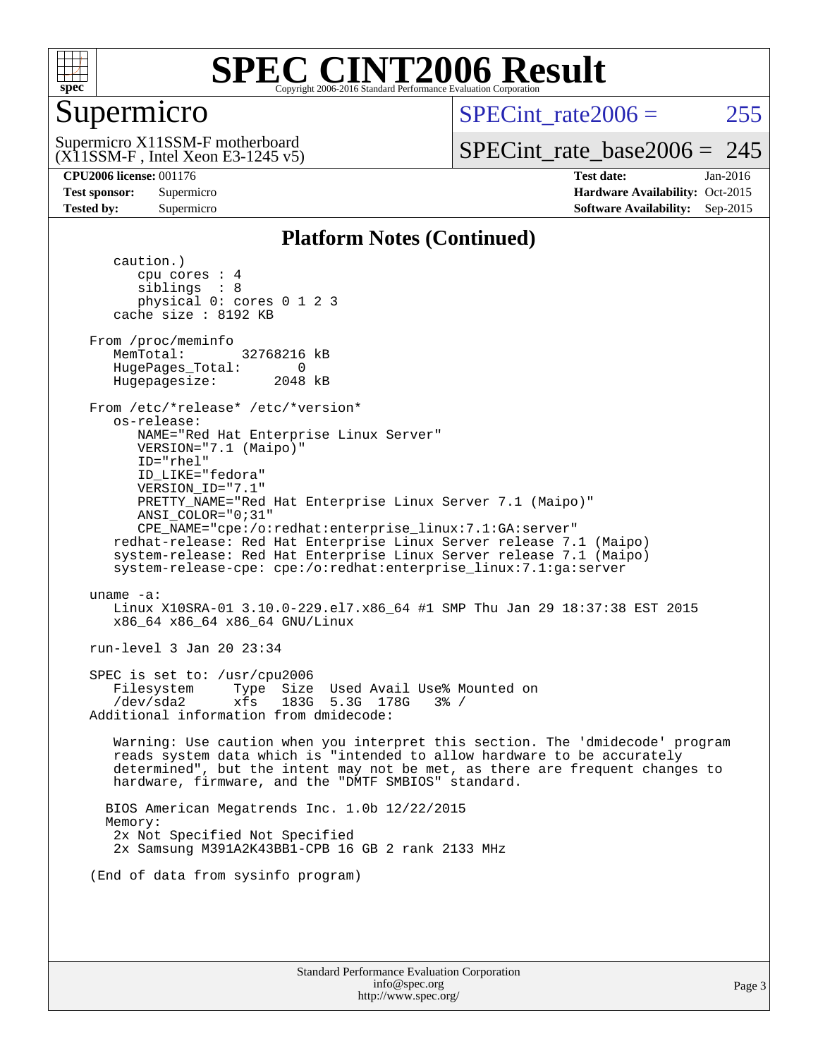# SPEC CINT2006 Result

## Supermicro

Supermicro X11SSM-F motherboard
(X11SSM-F , Intel Xeon E3-1245 v5)

SPECint_rate2006 = 255

SPECint_rate_base2006 = 245

**CPU2006 license:** 001176
**Test sponsor:** Supermicro
**Tested by:** Supermicro

**Test date:** Jan-2016
**Hardware Availability:** Oct-2015
**Software Availability:** Sep-2015

### Platform Notes (Continued)

```
      caution.)
         cpu cores : 4
         siblings  : 8
         physical 0: cores 0 1 2 3
      cache size : 8192 KB

   From /proc/meminfo
      MemTotal:       32768216 kB
      HugePages_Total:       0
      Hugepagesize:       2048 kB

   From /etc/*release* /etc/*version*
      os-release:
         NAME="Red Hat Enterprise Linux Server"
         VERSION="7.1 (Maipo)"
         ID="rhel"
         ID_LIKE="fedora"
         VERSION_ID="7.1"
         PRETTY_NAME="Red Hat Enterprise Linux Server 7.1 (Maipo)"
         ANSI_COLOR="0;31"
         CPE_NAME="cpe:/o:redhat:enterprise_linux:7.1:GA:server"
      redhat-release: Red Hat Enterprise Linux Server release 7.1 (Maipo)
      system-release: Red Hat Enterprise Linux Server release 7.1 (Maipo)
      system-release-cpe: cpe:/o:redhat:enterprise_linux:7.1:ga:server

   uname -a:
      Linux X10SRA-01 3.10.0-229.el7.x86_64 #1 SMP Thu Jan 29 18:37:38 EST 2015
      x86_64 x86_64 x86_64 GNU/Linux

   run-level 3 Jan 20 23:34

   SPEC is set to: /usr/cpu2006
      Filesystem     Type  Size  Used Avail Use% Mounted on
      /dev/sda2      xfs   183G  5.3G  178G   3% /
   Additional information from dmidecode:

      Warning: Use caution when you interpret this section. The 'dmidecode' program
      reads system data which is "intended to allow hardware to be accurately
      determined", but the intent may not be met, as there are frequent changes to
      hardware, firmware, and the "DMTF SMBIOS" standard.

     BIOS American Megatrends Inc. 1.0b 12/22/2015
     Memory:
      2x Not Specified Not Specified
      2x Samsung M391A2K43BB1-CPB 16 GB 2 rank 2133 MHz

   (End of data from sysinfo program)
```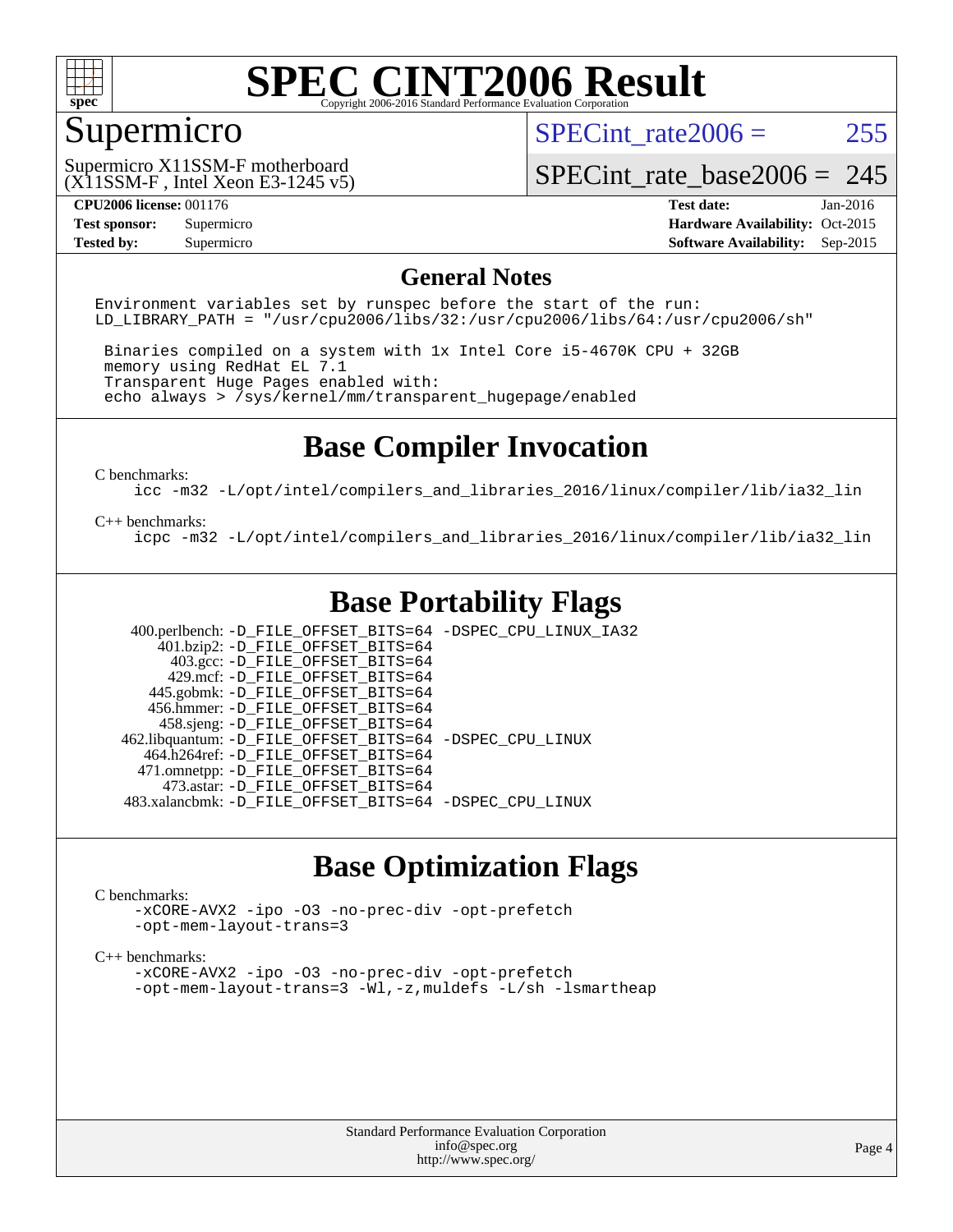# SPEC CINT2006 Result

## Supermicro

Supermicro X11SSM-F motherboard
(X11SSM-F , Intel Xeon E3-1245 v5)

SPECint_rate2006 = 255

SPECint_rate_base2006 = 245

| | | | |
|---|---|---|---|
| **CPU2006 license:** | 001176 | **Test date:** | Jan-2016 |
| **Test sponsor:** | Supermicro | **Hardware Availability:** | Oct-2015 |
| **Tested by:** | Supermicro | **Software Availability:** | Sep-2015 |

## General Notes

```
Environment variables set by runspec before the start of the run:
LD_LIBRARY_PATH = "/usr/cpu2006/libs/32:/usr/cpu2006/libs/64:/usr/cpu2006/sh"

 Binaries compiled on a system with 1x Intel Core i5-4670K CPU + 32GB
 memory using RedHat EL 7.1
 Transparent Huge Pages enabled with:
 echo always > /sys/kernel/mm/transparent_hugepage/enabled
```

## Base Compiler Invocation

C benchmarks:
```
icc -m32 -L/opt/intel/compilers_and_libraries_2016/linux/compiler/lib/ia32_lin
```

C++ benchmarks:
```
icpc -m32 -L/opt/intel/compilers_and_libraries_2016/linux/compiler/lib/ia32_lin
```

## Base Portability Flags

| Benchmark | Flags |
|---|---|
| 400.perlbench: | -D_FILE_OFFSET_BITS=64 -DSPEC_CPU_LINUX_IA32 |
| 401.bzip2: | -D_FILE_OFFSET_BITS=64 |
| 403.gcc: | -D_FILE_OFFSET_BITS=64 |
| 429.mcf: | -D_FILE_OFFSET_BITS=64 |
| 445.gobmk: | -D_FILE_OFFSET_BITS=64 |
| 456.hmmer: | -D_FILE_OFFSET_BITS=64 |
| 458.sjeng: | -D_FILE_OFFSET_BITS=64 |
| 462.libquantum: | -D_FILE_OFFSET_BITS=64 -DSPEC_CPU_LINUX |
| 464.h264ref: | -D_FILE_OFFSET_BITS=64 |
| 471.omnetpp: | -D_FILE_OFFSET_BITS=64 |
| 473.astar: | -D_FILE_OFFSET_BITS=64 |
| 483.xalancbmk: | -D_FILE_OFFSET_BITS=64 -DSPEC_CPU_LINUX |

## Base Optimization Flags

C benchmarks:
```
-xCORE-AVX2 -ipo -O3 -no-prec-div -opt-prefetch
-opt-mem-layout-trans=3
```

C++ benchmarks:
```
-xCORE-AVX2 -ipo -O3 -no-prec-div -opt-prefetch
-opt-mem-layout-trans=3 -Wl,-z,muldefs -L/sh -lsmartheap
```

Standard Performance Evaluation Corporation
info@spec.org
http://www.spec.org/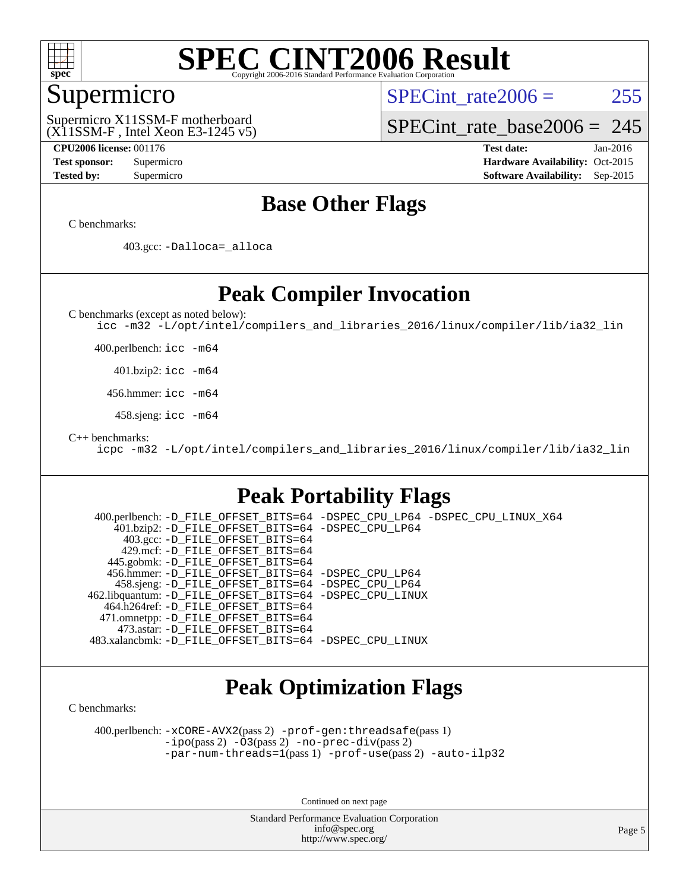# SPEC CINT2006 Result

Copyright 2006-2016 Standard Performance Evaluation Corporation

## Supermicro

Supermicro X11SSM-F motherboard
(X11SSM-F , Intel Xeon E3-1245 v5)

SPECint_rate2006 = 255

SPECint_rate_base2006 = 245

**CPU2006 license:** 001176
**Test sponsor:** Supermicro
**Tested by:** Supermicro

**Test date:** Jan-2016
**Hardware Availability:** Oct-2015
**Software Availability:** Sep-2015

## Base Other Flags

C benchmarks:

403.gcc: `-Dalloca=_alloca`

## Peak Compiler Invocation

C benchmarks (except as noted below):

`icc -m32 -L/opt/intel/compilers_and_libraries_2016/linux/compiler/lib/ia32_lin`

400.perlbench: `icc -m64`

401.bzip2: `icc -m64`

456.hmmer: `icc -m64`

458.sjeng: `icc -m64`

C++ benchmarks:

`icpc -m32 -L/opt/intel/compilers_and_libraries_2016/linux/compiler/lib/ia32_lin`

## Peak Portability Flags

400.perlbench: `-D_FILE_OFFSET_BITS=64 -DSPEC_CPU_LP64 -DSPEC_CPU_LINUX_X64`
401.bzip2: `-D_FILE_OFFSET_BITS=64 -DSPEC_CPU_LP64`
403.gcc: `-D_FILE_OFFSET_BITS=64`
429.mcf: `-D_FILE_OFFSET_BITS=64`
445.gobmk: `-D_FILE_OFFSET_BITS=64`
456.hmmer: `-D_FILE_OFFSET_BITS=64 -DSPEC_CPU_LP64`
458.sjeng: `-D_FILE_OFFSET_BITS=64 -DSPEC_CPU_LP64`
462.libquantum: `-D_FILE_OFFSET_BITS=64 -DSPEC_CPU_LINUX`
464.h264ref: `-D_FILE_OFFSET_BITS=64`
471.omnetpp: `-D_FILE_OFFSET_BITS=64`
473.astar: `-D_FILE_OFFSET_BITS=64`
483.xalancbmk: `-D_FILE_OFFSET_BITS=64 -DSPEC_CPU_LINUX`

## Peak Optimization Flags

C benchmarks:

400.perlbench: `-xCORE-AVX2`(pass 2) `-prof-gen:threadsafe`(pass 1) `-ipo`(pass 2) `-O3`(pass 2) `-no-prec-div`(pass 2) `-par-num-threads=1`(pass 1) `-prof-use`(pass 2) `-auto-ilp32`

Continued on next page

Standard Performance Evaluation Corporation
info@spec.org
http://www.spec.org/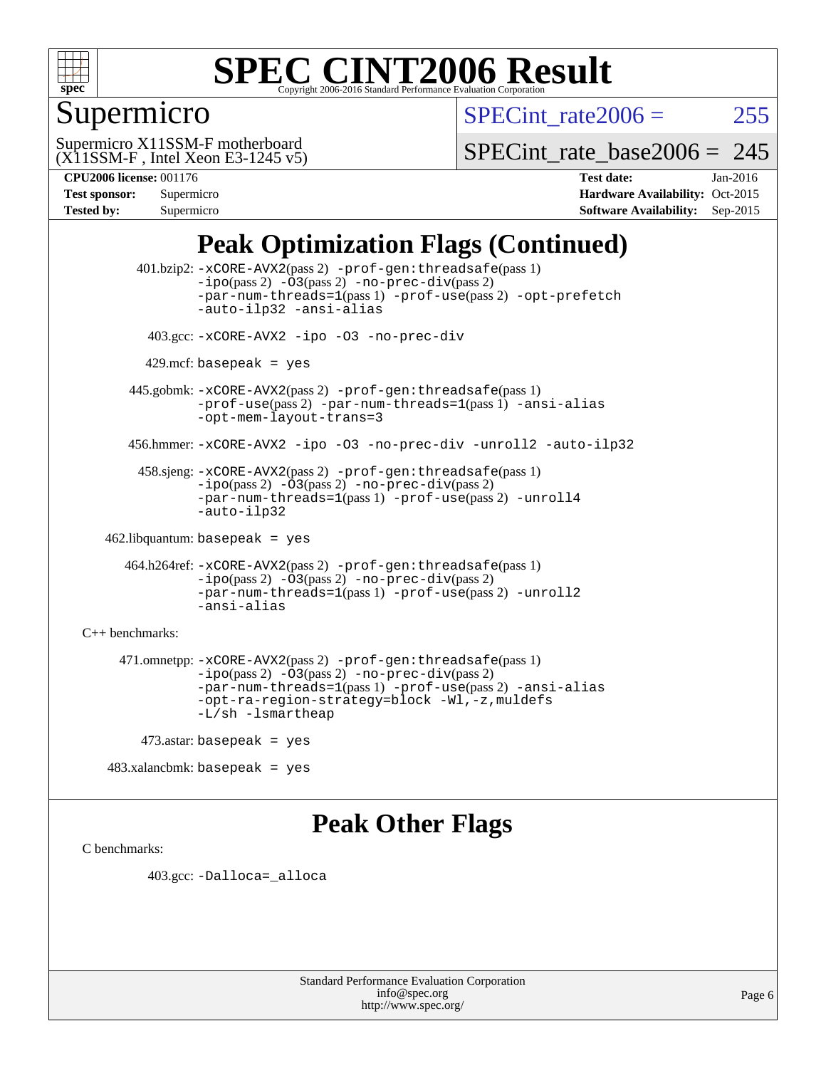# SPEC CINT2006 Result

Copyright 2006-2016 Standard Performance Evaluation Corporation

## Supermicro

Supermicro X11SSM-F motherboard
(X11SSM-F , Intel Xeon E3-1245 v5)

SPECint_rate2006 = 255

SPECint_rate_base2006 = 245

| | | | |
|---|---|---|---|
| **CPU2006 license:** | 001176 | **Test date:** | Jan-2016 |
| **Test sponsor:** | Supermicro | **Hardware Availability:** | Oct-2015 |
| **Tested by:** | Supermicro | **Software Availability:** | Sep-2015 |

## Peak Optimization Flags (Continued)

401.bzip2: -xCORE-AVX2(pass 2) -prof-gen:threadsafe(pass 1) -ipo(pass 2) -O3(pass 2) -no-prec-div(pass 2) -par-num-threads=1(pass 1) -prof-use(pass 2) -opt-prefetch -auto-ilp32 -ansi-alias

403.gcc: -xCORE-AVX2 -ipo -O3 -no-prec-div

429.mcf: basepeak = yes

445.gobmk: -xCORE-AVX2(pass 2) -prof-gen:threadsafe(pass 1) -prof-use(pass 2) -par-num-threads=1(pass 1) -ansi-alias -opt-mem-layout-trans=3

456.hmmer: -xCORE-AVX2 -ipo -O3 -no-prec-div -unroll2 -auto-ilp32

458.sjeng: -xCORE-AVX2(pass 2) -prof-gen:threadsafe(pass 1) -ipo(pass 2) -O3(pass 2) -no-prec-div(pass 2) -par-num-threads=1(pass 1) -prof-use(pass 2) -unroll4 -auto-ilp32

462.libquantum: basepeak = yes

464.h264ref: -xCORE-AVX2(pass 2) -prof-gen:threadsafe(pass 1) -ipo(pass 2) -O3(pass 2) -no-prec-div(pass 2) -par-num-threads=1(pass 1) -prof-use(pass 2) -unroll2 -ansi-alias

C++ benchmarks:

471.omnetpp: -xCORE-AVX2(pass 2) -prof-gen:threadsafe(pass 1) -ipo(pass 2) -O3(pass 2) -no-prec-div(pass 2) -par-num-threads=1(pass 1) -prof-use(pass 2) -ansi-alias -opt-ra-region-strategy=block -Wl,-z,muldefs -L/sh -lsmartheap

473.astar: basepeak = yes

483.xalancbmk: basepeak = yes

## Peak Other Flags

C benchmarks:

403.gcc: -Dalloca=_alloca

Standard Performance Evaluation Corporation
info@spec.org
http://www.spec.org/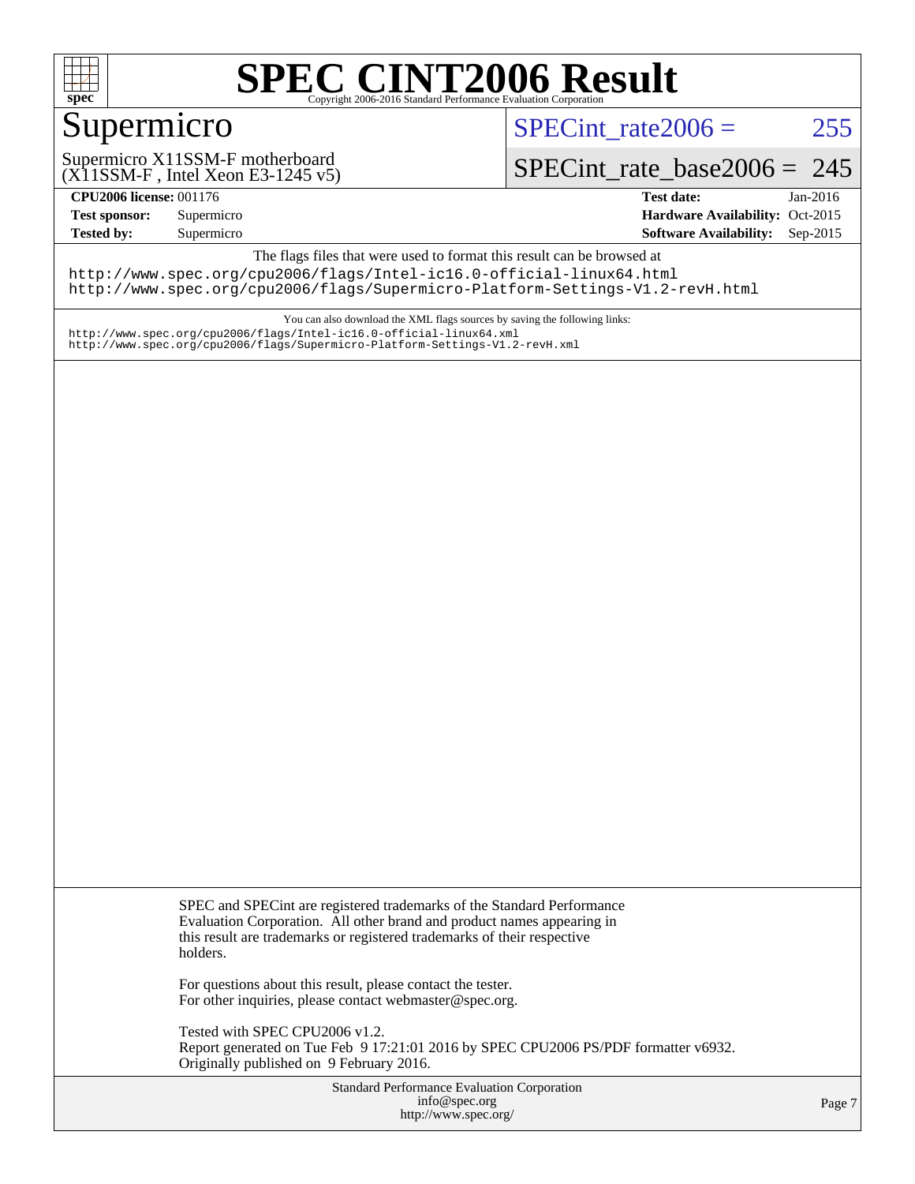# SPEC CINT2006 Result

Copyright 2006-2016 Standard Performance Evaluation Corporation

## Supermicro

Supermicro X11SSM-F motherboard
(X11SSM-F , Intel Xeon E3-1245 v5)

SPECint_rate2006 = 255

SPECint_rate_base2006 = 245

| | | | |
|---|---|---|---|
| **CPU2006 license:** | 001176 | **Test date:** | Jan-2016 |
| **Test sponsor:** | Supermicro | **Hardware Availability:** | Oct-2015 |
| **Tested by:** | Supermicro | **Software Availability:** | Sep-2015 |

The flags files that were used to format this result can be browsed at

```
http://www.spec.org/cpu2006/flags/Intel-ic16.0-official-linux64.html
http://www.spec.org/cpu2006/flags/Supermicro-Platform-Settings-V1.2-revH.html
```

You can also download the XML flags sources by saving the following links:

```
http://www.spec.org/cpu2006/flags/Intel-ic16.0-official-linux64.xml
http://www.spec.org/cpu2006/flags/Supermicro-Platform-Settings-V1.2-revH.xml
```

SPEC and SPECint are registered trademarks of the Standard Performance Evaluation Corporation. All other brand and product names appearing in this result are trademarks or registered trademarks of their respective holders.

For questions about this result, please contact the tester.
For other inquiries, please contact webmaster@spec.org.

Tested with SPEC CPU2006 v1.2.
Report generated on Tue Feb 9 17:21:01 2016 by SPEC CPU2006 PS/PDF formatter v6932.
Originally published on 9 February 2016.

Standard Performance Evaluation Corporation
info@spec.org
http://www.spec.org/